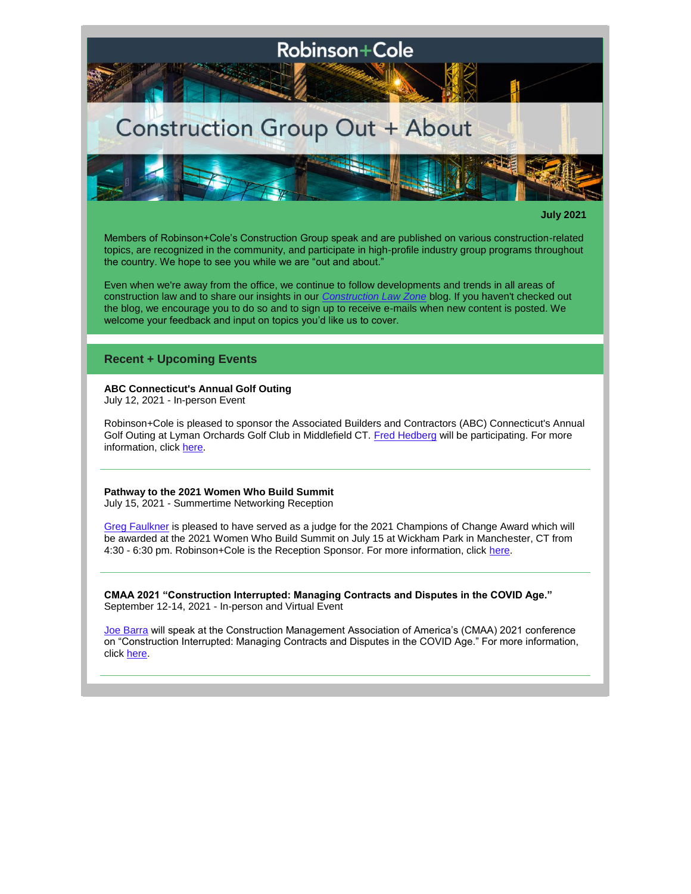# Robinson+Cole

# Construction Group Out + About

**July 2021**

Members of Robinson+Cole's Construction Group speak and are published on various construction-related topics, are recognized in the community, and participate in high-profile industry group programs throughout the country. We hope to see you while we are "out and about."

Even when we're away from the office, we continue to follow developments and trends in all areas of construction law and to share our insights in our *Construction Law Zone* blog. If you haven't checked out the blog, we encourage you to do so and to sign up to receive e-mails when new content is posted. We welcome your feedback and input on topics you'd like us to cover.

## Recent + Upcoming Events

**ABC Connecticut's Annual Golf Outing**
July 12, 2021 - In-person Event

Robinson+Cole is pleased to sponsor the Associated Builders and Contractors (ABC) Connecticut's Annual Golf Outing at Lyman Orchards Golf Club in Middlefield CT. Fred Hedberg will be participating. For more information, click here.

---

**Pathway to the 2021 Women Who Build Summit**
July 15, 2021 - Summertime Networking Reception

Greg Faulkner is pleased to have served as a judge for the 2021 Champions of Change Award which will be awarded at the 2021 Women Who Build Summit on July 15 at Wickham Park in Manchester, CT from 4:30 - 6:30 pm. Robinson+Cole is the Reception Sponsor. For more information, click here.

---

**CMAA 2021 "Construction Interrupted: Managing Contracts and Disputes in the COVID Age."**
September 12-14, 2021 - In-person and Virtual Event

Joe Barra will speak at the Construction Management Association of America's (CMAA) 2021 conference on "Construction Interrupted: Managing Contracts and Disputes in the COVID Age." For more information, click here.

---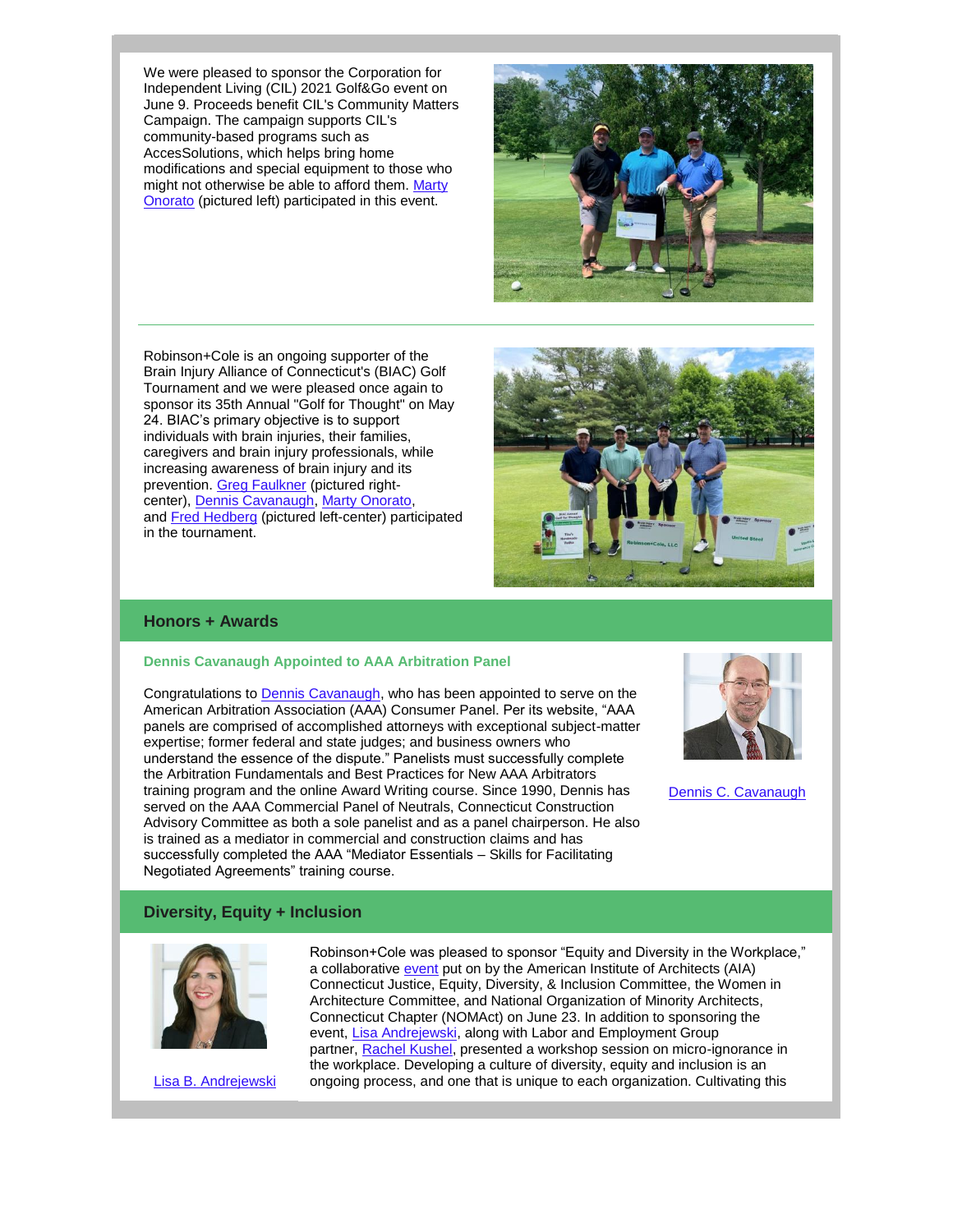We were pleased to sponsor the Corporation for Independent Living (CIL) 2021 Golf&Go event on June 9. Proceeds benefit CIL's Community Matters Campaign. The campaign supports CIL's community-based programs such as AccesSolutions, which helps bring home modifications and special equipment to those who might not otherwise be able to afford them. Marty Onorato (pictured left) participated in this event.

---

Robinson+Cole is an ongoing supporter of the Brain Injury Alliance of Connecticut's (BIAC) Golf Tournament and we were pleased once again to sponsor its 35th Annual "Golf for Thought" on May 24. BIAC's primary objective is to support individuals with brain injuries, their families, caregivers and brain injury professionals, while increasing awareness of brain injury and its prevention. Greg Faulkner (pictured right-center), Dennis Cavanaugh, Marty Onorato, and Fred Hedberg (pictured left-center) participated in the tournament.

## Honors + Awards

### Dennis Cavanaugh Appointed to AAA Arbitration Panel

Congratulations to Dennis Cavanaugh, who has been appointed to serve on the American Arbitration Association (AAA) Consumer Panel. Per its website, "AAA panels are comprised of accomplished attorneys with exceptional subject-matter expertise; former federal and state judges; and business owners who understand the essence of the dispute." Panelists must successfully complete the Arbitration Fundamentals and Best Practices for New AAA Arbitrators training program and the online Award Writing course. Since 1990, Dennis has served on the AAA Commercial Panel of Neutrals, Connecticut Construction Advisory Committee as both a sole panelist and as a panel chairperson. He also is trained as a mediator in commercial and construction claims and has successfully completed the AAA "Mediator Essentials – Skills for Facilitating Negotiated Agreements" training course.

Dennis C. Cavanaugh

## Diversity, Equity + Inclusion

Lisa B. Andrejewski

Robinson+Cole was pleased to sponsor "Equity and Diversity in the Workplace," a collaborative event put on by the American Institute of Architects (AIA) Connecticut Justice, Equity, Diversity, & Inclusion Committee, the Women in Architecture Committee, and National Organization of Minority Architects, Connecticut Chapter (NOMAct) on June 23. In addition to sponsoring the event, Lisa Andrejewski, along with Labor and Employment Group partner, Rachel Kushel, presented a workshop session on micro-ignorance in the workplace. Developing a culture of diversity, equity and inclusion is an ongoing process, and one that is unique to each organization. Cultivating this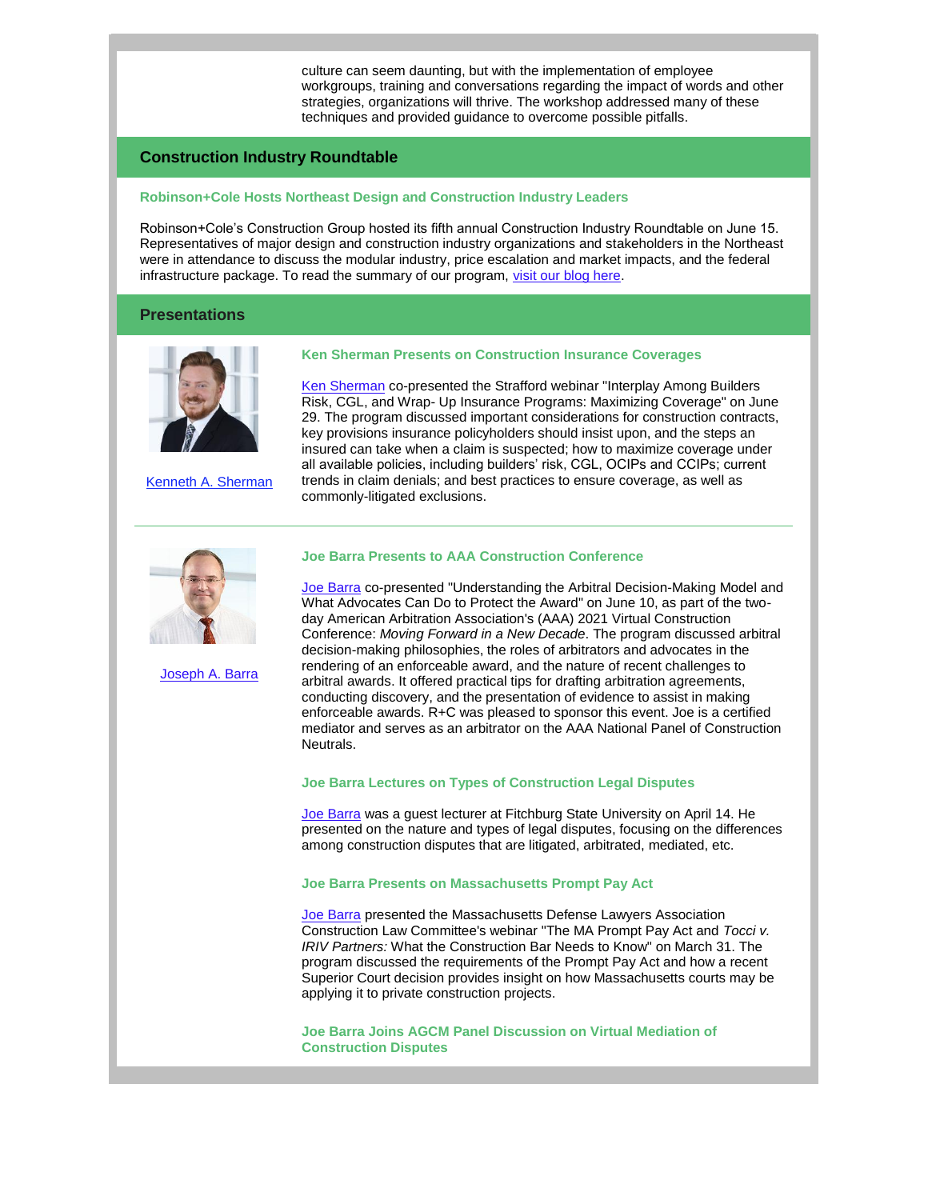culture can seem daunting, but with the implementation of employee workgroups, training and conversations regarding the impact of words and other strategies, organizations will thrive. The workshop addressed many of these techniques and provided guidance to overcome possible pitfalls.

## Construction Industry Roundtable

### Robinson+Cole Hosts Northeast Design and Construction Industry Leaders

Robinson+Cole's Construction Group hosted its fifth annual Construction Industry Roundtable on June 15. Representatives of major design and construction industry organizations and stakeholders in the Northeast were in attendance to discuss the modular industry, price escalation and market impacts, and the federal infrastructure package. To read the summary of our program, visit our blog here.

## Presentations

Kenneth A. Sherman

### Ken Sherman Presents on Construction Insurance Coverages

Ken Sherman co-presented the Strafford webinar "Interplay Among Builders Risk, CGL, and Wrap- Up Insurance Programs: Maximizing Coverage" on June 29. The program discussed important considerations for construction contracts, key provisions insurance policyholders should insist upon, and the steps an insured can take when a claim is suspected; how to maximize coverage under all available policies, including builders' risk, CGL, OCIPs and CCIPs; current trends in claim denials; and best practices to ensure coverage, as well as commonly-litigated exclusions.

---

Joseph A. Barra

### Joe Barra Presents to AAA Construction Conference

Joe Barra co-presented "Understanding the Arbitral Decision-Making Model and What Advocates Can Do to Protect the Award" on June 10, as part of the two-day American Arbitration Association's (AAA) 2021 Virtual Construction Conference: *Moving Forward in a New Decade*. The program discussed arbitral decision-making philosophies, the roles of arbitrators and advocates in the rendering of an enforceable award, and the nature of recent challenges to arbitral awards. It offered practical tips for drafting arbitration agreements, conducting discovery, and the presentation of evidence to assist in making enforceable awards. R+C was pleased to sponsor this event. Joe is a certified mediator and serves as an arbitrator on the AAA National Panel of Construction Neutrals.

### Joe Barra Lectures on Types of Construction Legal Disputes

Joe Barra was a guest lecturer at Fitchburg State University on April 14. He presented on the nature and types of legal disputes, focusing on the differences among construction disputes that are litigated, arbitrated, mediated, etc.

### Joe Barra Presents on Massachusetts Prompt Pay Act

Joe Barra presented the Massachusetts Defense Lawyers Association Construction Law Committee's webinar "The MA Prompt Pay Act and *Tocci v. IRIV Partners:* What the Construction Bar Needs to Know" on March 31. The program discussed the requirements of the Prompt Pay Act and how a recent Superior Court decision provides insight on how Massachusetts courts may be applying it to private construction projects.

### Joe Barra Joins AGCM Panel Discussion on Virtual Mediation of Construction Disputes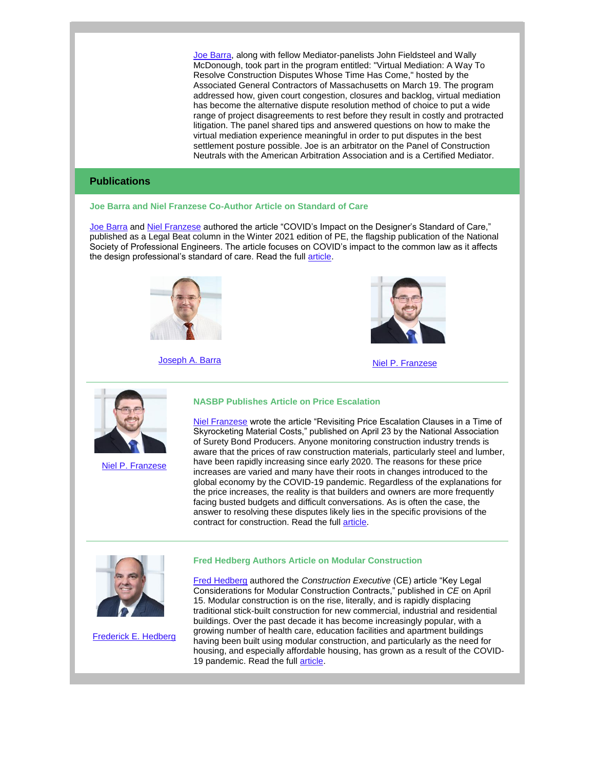Joe Barra, along with fellow Mediator-panelists John Fieldsteel and Wally McDonough, took part in the program entitled: "Virtual Mediation: A Way To Resolve Construction Disputes Whose Time Has Come," hosted by the Associated General Contractors of Massachusetts on March 19. The program addressed how, given court congestion, closures and backlog, virtual mediation has become the alternative dispute resolution method of choice to put a wide range of project disagreements to rest before they result in costly and protracted litigation. The panel shared tips and answered questions on how to make the virtual mediation experience meaningful in order to put disputes in the best settlement posture possible. Joe is an arbitrator on the Panel of Construction Neutrals with the American Arbitration Association and is a Certified Mediator.

## Publications

### Joe Barra and Niel Franzese Co-Author Article on Standard of Care

Joe Barra and Niel Franzese authored the article "COVID's Impact on the Designer's Standard of Care," published as a Legal Beat column in the Winter 2021 edition of PE, the flagship publication of the National Society of Professional Engineers. The article focuses on COVID's impact to the common law as it affects the design professional's standard of care. Read the full article.

Joseph A. Barra

Niel P. Franzese

---

Niel P. Franzese

### NASBP Publishes Article on Price Escalation

Niel Franzese wrote the article "Revisiting Price Escalation Clauses in a Time of Skyrocketing Material Costs," published on April 23 by the National Association of Surety Bond Producers. Anyone monitoring construction industry trends is aware that the prices of raw construction materials, particularly steel and lumber, have been rapidly increasing since early 2020. The reasons for these price increases are varied and many have their roots in changes introduced to the global economy by the COVID-19 pandemic. Regardless of the explanations for the price increases, the reality is that builders and owners are more frequently facing busted budgets and difficult conversations. As is often the case, the answer to resolving these disputes likely lies in the specific provisions of the contract for construction. Read the full article.

---

Frederick E. Hedberg

### Fred Hedberg Authors Article on Modular Construction

Fred Hedberg authored the *Construction Executive* (CE) article "Key Legal Considerations for Modular Construction Contracts," published in *CE* on April 15. Modular construction is on the rise, literally, and is rapidly displacing traditional stick-built construction for new commercial, industrial and residential buildings. Over the past decade it has become increasingly popular, with a growing number of health care, education facilities and apartment buildings having been built using modular construction, and particularly as the need for housing, and especially affordable housing, has grown as a result of the COVID-19 pandemic. Read the full article.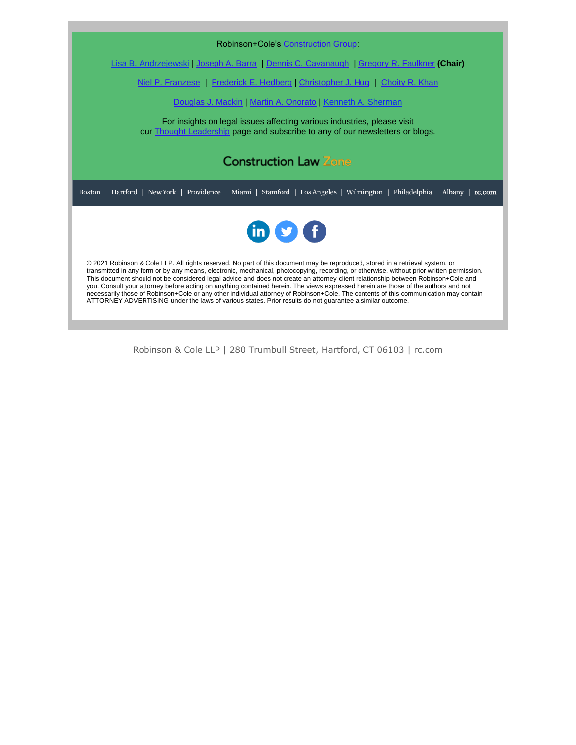Robinson+Cole's Construction Group:

Lisa B. Andrzejewski | Joseph A. Barra | Dennis C. Cavanaugh | Gregory R. Faulkner **(Chair)**

Niel P. Franzese | Frederick E. Hedberg | Christopher J. Hug | Choity R. Khan

Douglas J. Mackin | Martin A. Onorato | Kenneth A. Sherman

For insights on legal issues affecting various industries, please visit our Thought Leadership page and subscribe to any of our newsletters or blogs.

Construction Law Zone

Boston | Hartford | New York | Providence | Miami | Stamford | Los Angeles | Wilmington | Philadelphia | Albany | rc.com

© 2021 Robinson & Cole LLP. All rights reserved. No part of this document may be reproduced, stored in a retrieval system, or transmitted in any form or by any means, electronic, mechanical, photocopying, recording, or otherwise, without prior written permission. This document should not be considered legal advice and does not create an attorney-client relationship between Robinson+Cole and you. Consult your attorney before acting on anything contained herein. The views expressed herein are those of the authors and not necessarily those of Robinson+Cole or any other individual attorney of Robinson+Cole. The contents of this communication may contain ATTORNEY ADVERTISING under the laws of various states. Prior results do not guarantee a similar outcome.

Robinson & Cole LLP | 280 Trumbull Street, Hartford, CT 06103 | rc.com